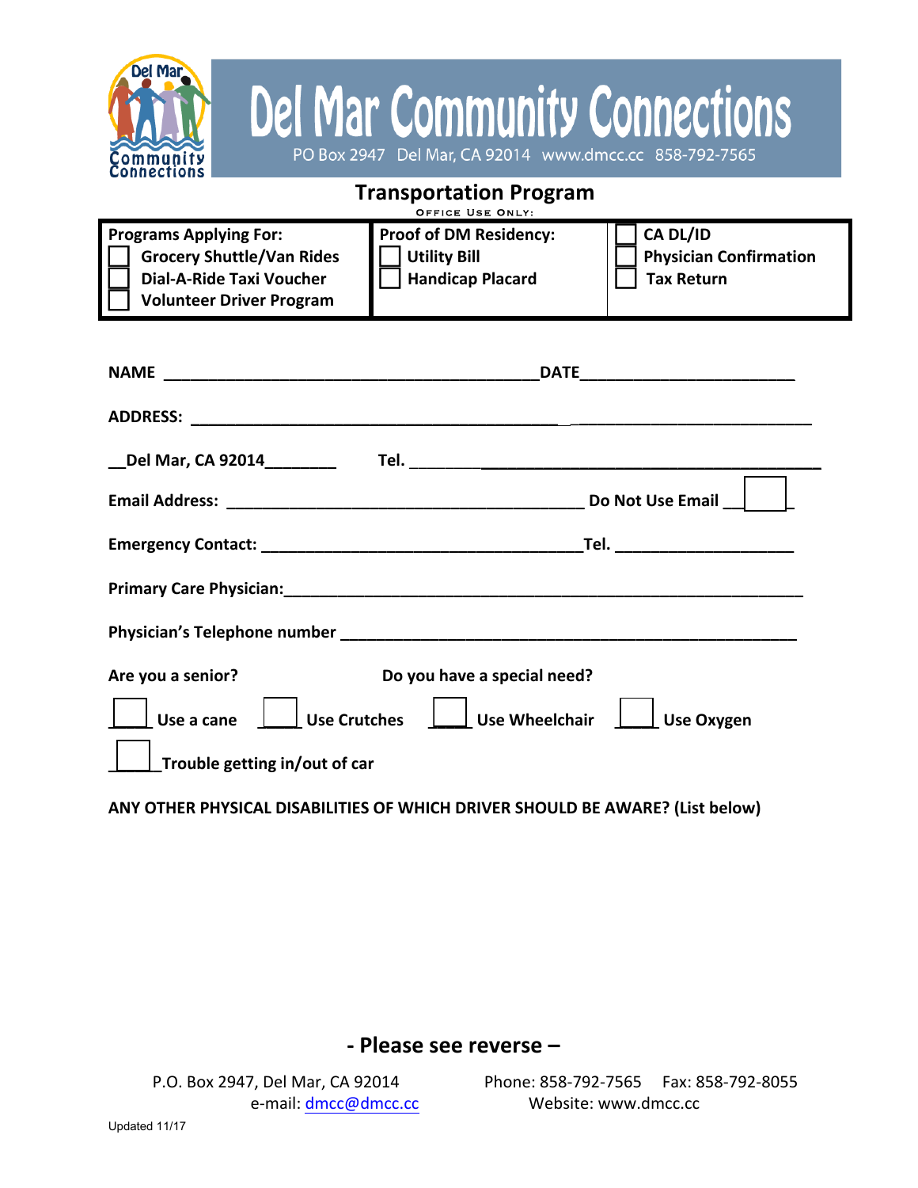# Del Mar Community Connections

PO Box 2947 Del Mar, CA 92014 www.dmcc.cc 858-792-7565

## Transportation Program

OFFICE USE ONLY:

| Programs Applying For: | Proof of DM Residency: | |
|---|---|---|
| ☐ Grocery Shuttle/Van Rides | ☐ Utility Bill | ☐ CA DL/ID |
| ☐ Dial-A-Ride Taxi Voucher | ☐ Handicap Placard | ☐ Physician Confirmation |
| ☐ Volunteer Driver Program | | ☐ Tax Return |

**NAME** ____________________________________________ **DATE**________________________

**ADDRESS:** ___________________________________________ ___________________________

**__Del Mar, CA 92014________** **Tel.** ________________________________________________

**Email Address:** __________________________________________ **Do Not Use Email** ☐

**Emergency Contact:** ____________________________________**Tel.** ____________________

**Primary Care Physician:**__________________________________________________________

**Physician's Telephone number** ____________________________________________________

**Are you a senior?** **Do you have a special need?**

☐ **Use a cane** ☐ **Use Crutches** ☐ **Use Wheelchair** ☐ **Use Oxygen**

☐ **Trouble getting in/out of car**

**ANY OTHER PHYSICAL DISABILITIES OF WHICH DRIVER SHOULD BE AWARE? (List below)**

**- Please see reverse –**

P.O. Box 2947, Del Mar, CA 92014 Phone: 858-792-7565 Fax: 858-792-8055
e-mail: dmcc@dmcc.cc Website: www.dmcc.cc

Updated 11/17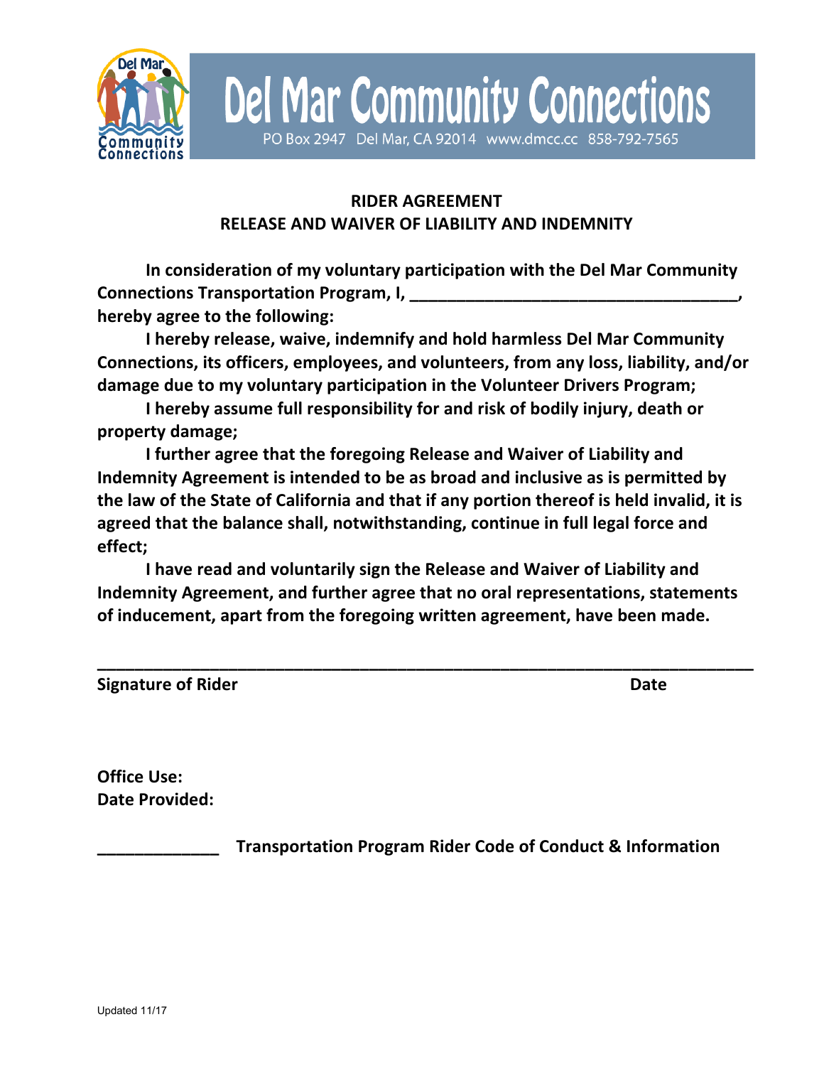Del Mar Community Connections

PO Box 2947 Del Mar, CA 92014 www.dmcc.cc 858-792-7565

**RIDER AGREEMENT**
**RELEASE AND WAIVER OF LIABILITY AND INDEMNITY**

**In consideration of my voluntary participation with the Del Mar Community Connections Transportation Program, I, ___________________________________, hereby agree to the following:**

**I hereby release, waive, indemnify and hold harmless Del Mar Community Connections, its officers, employees, and volunteers, from any loss, liability, and/or damage due to my voluntary participation in the Volunteer Drivers Program;**

**I hereby assume full responsibility for and risk of bodily injury, death or property damage;**

**I further agree that the foregoing Release and Waiver of Liability and Indemnity Agreement is intended to be as broad and inclusive as is permitted by the law of the State of California and that if any portion thereof is held invalid, it is agreed that the balance shall, notwithstanding, continue in full legal force and effect;**

**I have read and voluntarily sign the Release and Waiver of Liability and Indemnity Agreement, and further agree that no oral representations, statements of inducement, apart from the foregoing written agreement, have been made.**

_______________________________________________________________________

**Signature of Rider** **Date**

**Office Use:**
**Date Provided:**

**_____________ Transportation Program Rider Code of Conduct & Information**

Updated 11/17